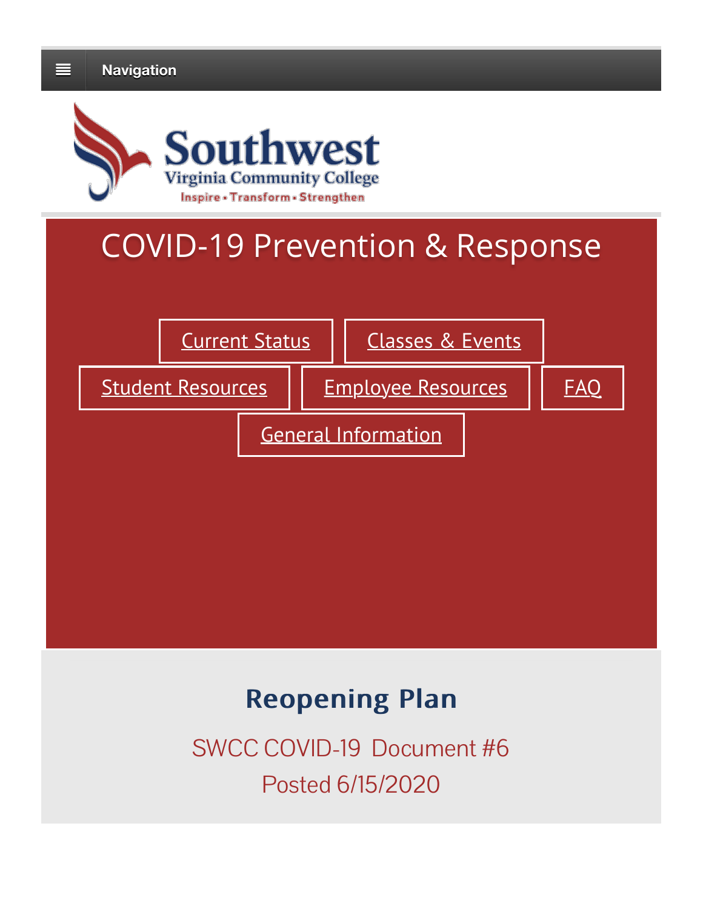Navigation

Southwest Virginia Community College

Inspire • Transform • Strengthen

# COVID-19 Prevention & Response

Current Status

Classes & Events

Student Resources

Employee Resources

FAQ

General Information

## Reopening Plan

SWCC COVID-19 Document #6

Posted 6/15/2020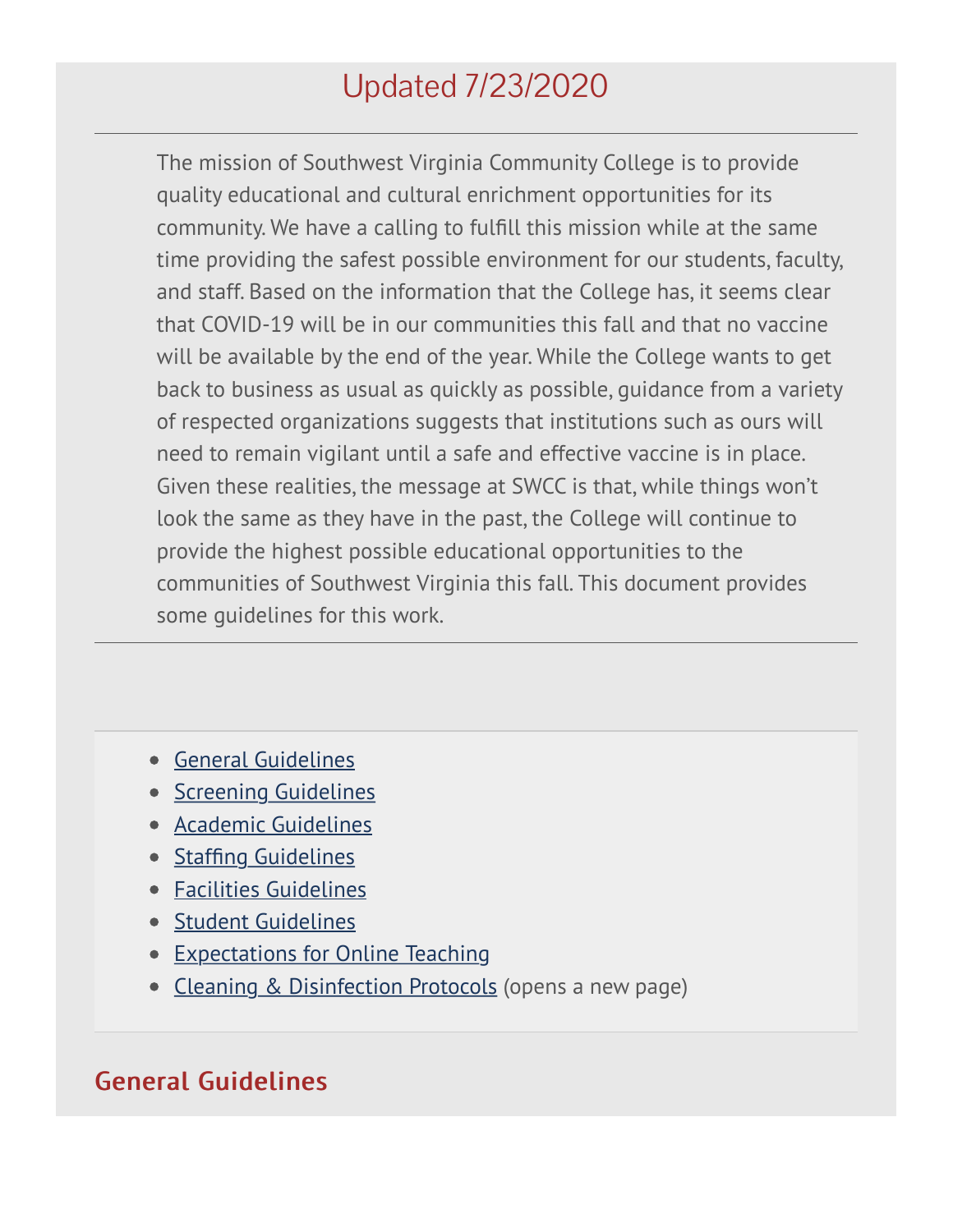## Updated 7/23/2020

---

The mission of Southwest Virginia Community College is to provide quality educational and cultural enrichment opportunities for its community. We have a calling to fulfill this mission while at the same time providing the safest possible environment for our students, faculty, and staff. Based on the information that the College has, it seems clear that COVID-19 will be in our communities this fall and that no vaccine will be available by the end of the year. While the College wants to get back to business as usual as quickly as possible, guidance from a variety of respected organizations suggests that institutions such as ours will need to remain vigilant until a safe and effective vaccine is in place. Given these realities, the message at SWCC is that, while things won't look the same as they have in the past, the College will continue to provide the highest possible educational opportunities to the communities of Southwest Virginia this fall. This document provides some guidelines for this work.

---

- General Guidelines
- Screening Guidelines
- Academic Guidelines
- Staffing Guidelines
- Facilities Guidelines
- Student Guidelines
- Expectations for Online Teaching
- Cleaning & Disinfection Protocols (opens a new page)

## General Guidelines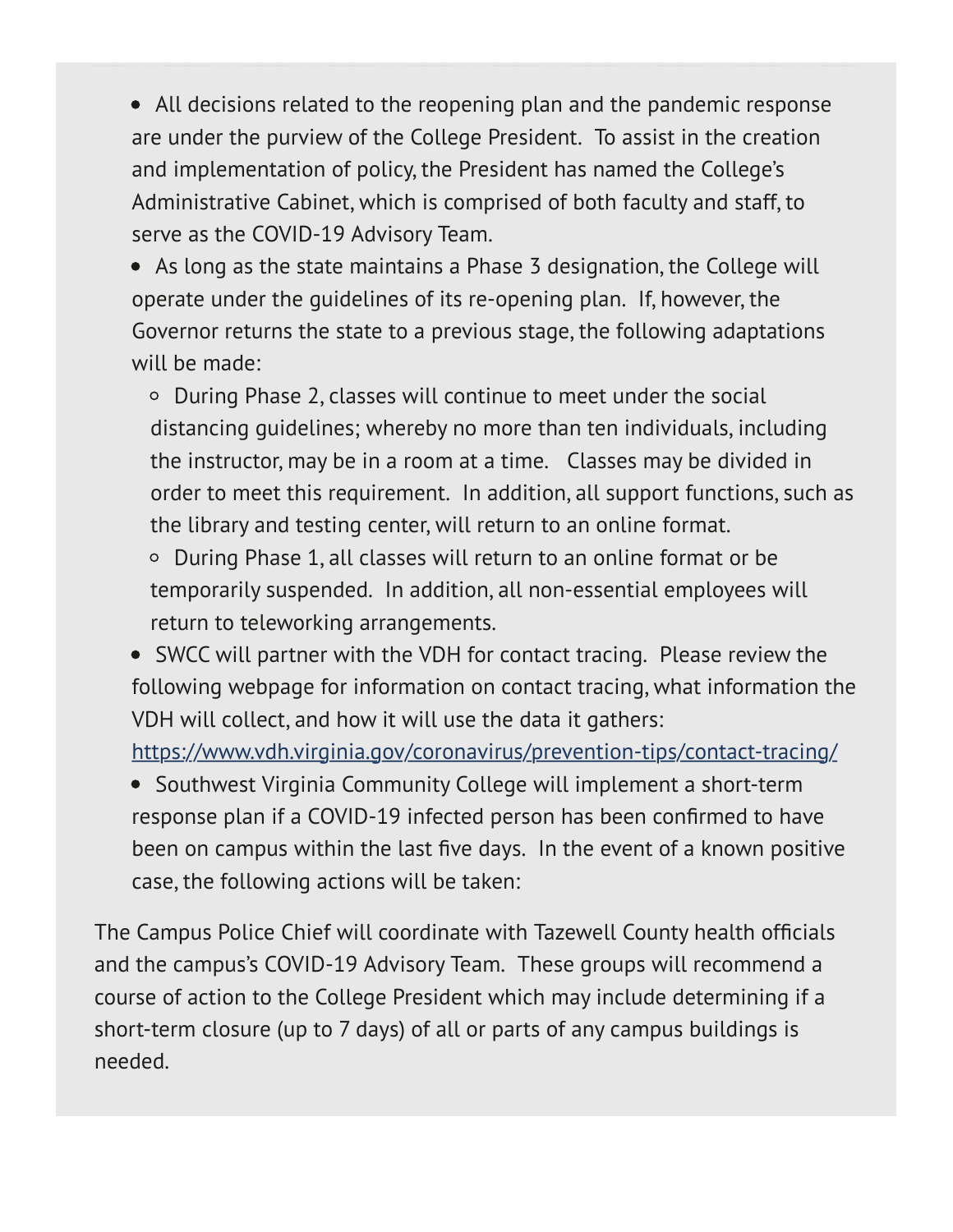- All decisions related to the reopening plan and the pandemic response are under the purview of the College President. To assist in the creation and implementation of policy, the President has named the College's Administrative Cabinet, which is comprised of both faculty and staff, to serve as the COVID-19 Advisory Team.
- As long as the state maintains a Phase 3 designation, the College will operate under the guidelines of its re-opening plan. If, however, the Governor returns the state to a previous stage, the following adaptations will be made:
  - During Phase 2, classes will continue to meet under the social distancing guidelines; whereby no more than ten individuals, including the instructor, may be in a room at a time. Classes may be divided in order to meet this requirement. In addition, all support functions, such as the library and testing center, will return to an online format.
  - During Phase 1, all classes will return to an online format or be temporarily suspended. In addition, all non-essential employees will return to teleworking arrangements.
- SWCC will partner with the VDH for contact tracing. Please review the following webpage for information on contact tracing, what information the VDH will collect, and how it will use the data it gathers: [https://www.vdh.virginia.gov/coronavirus/prevention-tips/contact-tracing/](https://www.vdh.virginia.gov/coronavirus/prevention-tips/contact-tracing/)
- Southwest Virginia Community College will implement a short-term response plan if a COVID-19 infected person has been confirmed to have been on campus within the last five days. In the event of a known positive case, the following actions will be taken:

The Campus Police Chief will coordinate with Tazewell County health officials and the campus's COVID-19 Advisory Team. These groups will recommend a course of action to the College President which may include determining if a short-term closure (up to 7 days) of all or parts of any campus buildings is needed.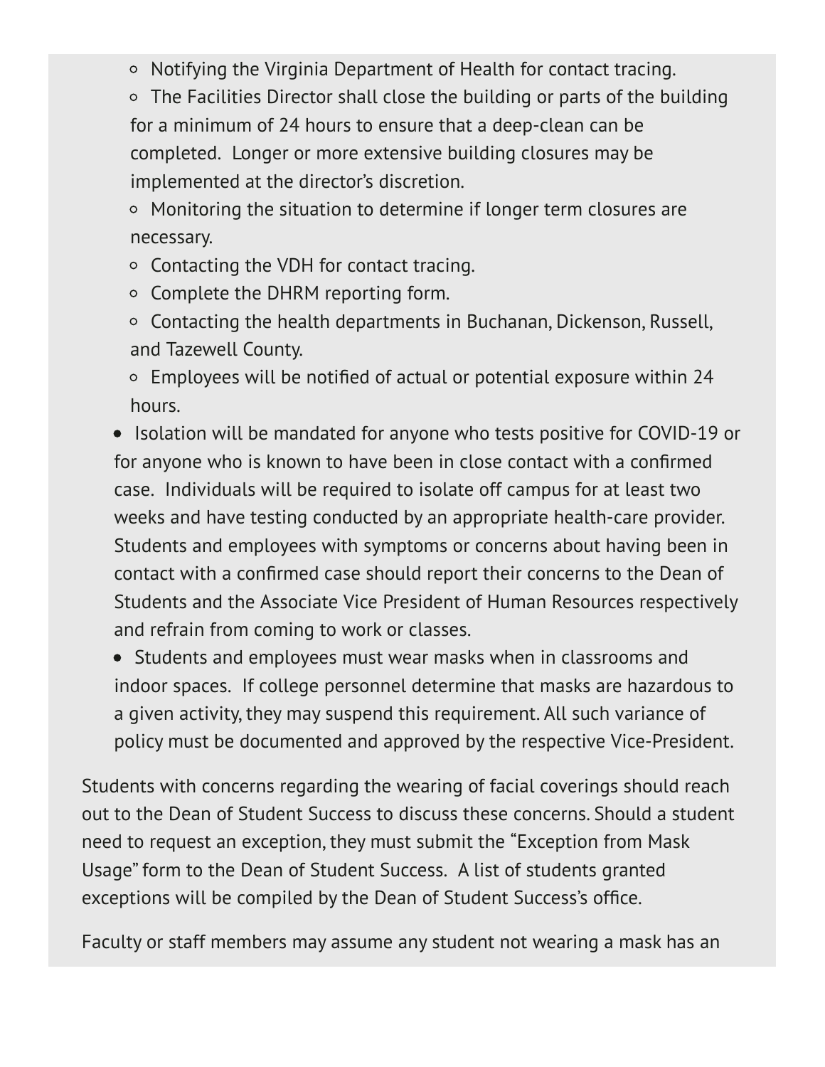- Notifying the Virginia Department of Health for contact tracing.
    - The Facilities Director shall close the building or parts of the building for a minimum of 24 hours to ensure that a deep-clean can be completed.  Longer or more extensive building closures may be implemented at the director's discretion.
    - Monitoring the situation to determine if longer term closures are necessary.
    - Contacting the VDH for contact tracing.
    - Complete the DHRM reporting form.
    - Contacting the health departments in Buchanan, Dickenson, Russell, and Tazewell County.
    - Employees will be notified of actual or potential exposure within 24 hours.
- Isolation will be mandated for anyone who tests positive for COVID-19 or for anyone who is known to have been in close contact with a confirmed case.  Individuals will be required to isolate off campus for at least two weeks and have testing conducted by an appropriate health-care provider. Students and employees with symptoms or concerns about having been in contact with a confirmed case should report their concerns to the Dean of Students and the Associate Vice President of Human Resources respectively and refrain from coming to work or classes.
- Students and employees must wear masks when in classrooms and indoor spaces.  If college personnel determine that masks are hazardous to a given activity, they may suspend this requirement. All such variance of policy must be documented and approved by the respective Vice-President.

Students with concerns regarding the wearing of facial coverings should reach out to the Dean of Student Success to discuss these concerns. Should a student need to request an exception, they must submit the "Exception from Mask Usage" form to the Dean of Student Success.  A list of students granted exceptions will be compiled by the Dean of Student Success's office.

Faculty or staff members may assume any student not wearing a mask has an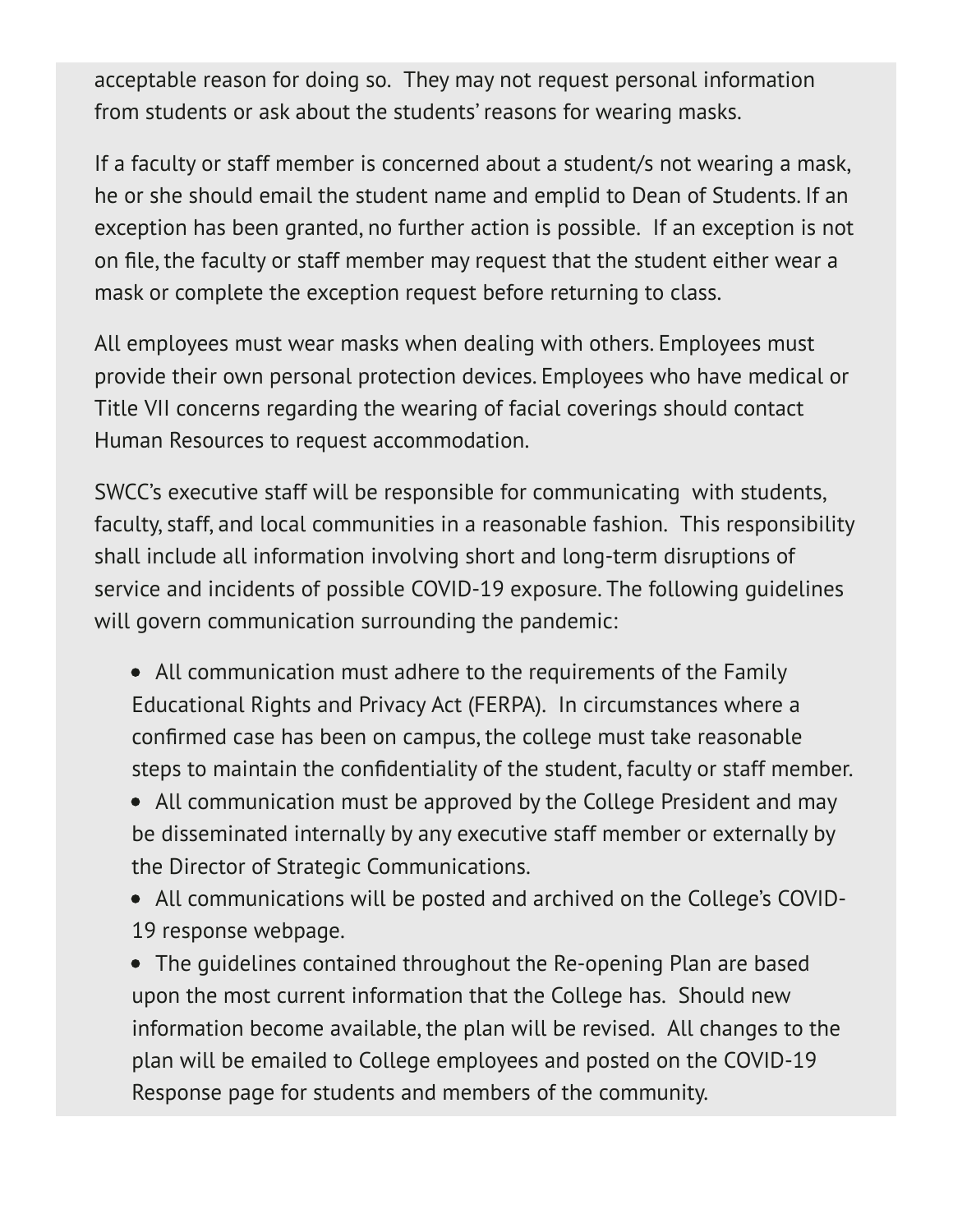acceptable reason for doing so.  They may not request personal information from students or ask about the students' reasons for wearing masks.

If a faculty or staff member is concerned about a student/s not wearing a mask, he or she should email the student name and emplid to Dean of Students. If an exception has been granted, no further action is possible.  If an exception is not on file, the faculty or staff member may request that the student either wear a mask or complete the exception request before returning to class.

All employees must wear masks when dealing with others. Employees must provide their own personal protection devices. Employees who have medical or Title VII concerns regarding the wearing of facial coverings should contact Human Resources to request accommodation.

SWCC's executive staff will be responsible for communicating  with students, faculty, staff, and local communities in a reasonable fashion.  This responsibility shall include all information involving short and long-term disruptions of service and incidents of possible COVID-19 exposure. The following guidelines will govern communication surrounding the pandemic:

- All communication must adhere to the requirements of the Family Educational Rights and Privacy Act (FERPA).  In circumstances where a confirmed case has been on campus, the college must take reasonable steps to maintain the confidentiality of the student, faculty or staff member.
- All communication must be approved by the College President and may be disseminated internally by any executive staff member or externally by the Director of Strategic Communications.
- All communications will be posted and archived on the College's COVID-19 response webpage.
- The guidelines contained throughout the Re-opening Plan are based upon the most current information that the College has.  Should new information become available, the plan will be revised.  All changes to the plan will be emailed to College employees and posted on the COVID-19 Response page for students and members of the community.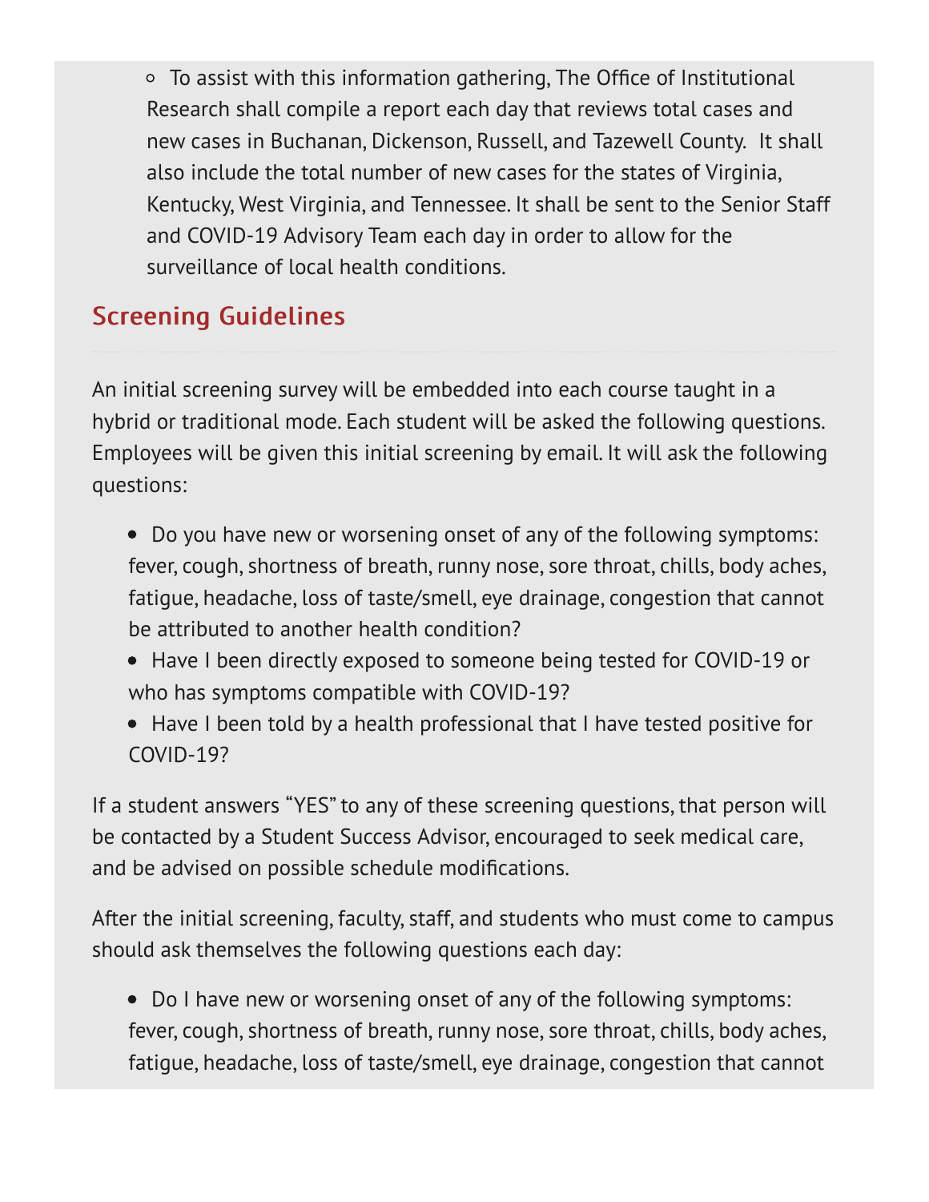- To assist with this information gathering, The Office of Institutional Research shall compile a report each day that reviews total cases and new cases in Buchanan, Dickenson, Russell, and Tazewell County. It shall also include the total number of new cases for the states of Virginia, Kentucky, West Virginia, and Tennessee. It shall be sent to the Senior Staff and COVID-19 Advisory Team each day in order to allow for the surveillance of local health conditions.

## Screening Guidelines

An initial screening survey will be embedded into each course taught in a hybrid or traditional mode. Each student will be asked the following questions. Employees will be given this initial screening by email. It will ask the following questions:

- Do you have new or worsening onset of any of the following symptoms: fever, cough, shortness of breath, runny nose, sore throat, chills, body aches, fatigue, headache, loss of taste/smell, eye drainage, congestion that cannot be attributed to another health condition?
- Have I been directly exposed to someone being tested for COVID-19 or who has symptoms compatible with COVID-19?
- Have I been told by a health professional that I have tested positive for COVID-19?

If a student answers "YES" to any of these screening questions, that person will be contacted by a Student Success Advisor, encouraged to seek medical care, and be advised on possible schedule modifications.

After the initial screening, faculty, staff, and students who must come to campus should ask themselves the following questions each day:

- Do I have new or worsening onset of any of the following symptoms: fever, cough, shortness of breath, runny nose, sore throat, chills, body aches, fatigue, headache, loss of taste/smell, eye drainage, congestion that cannot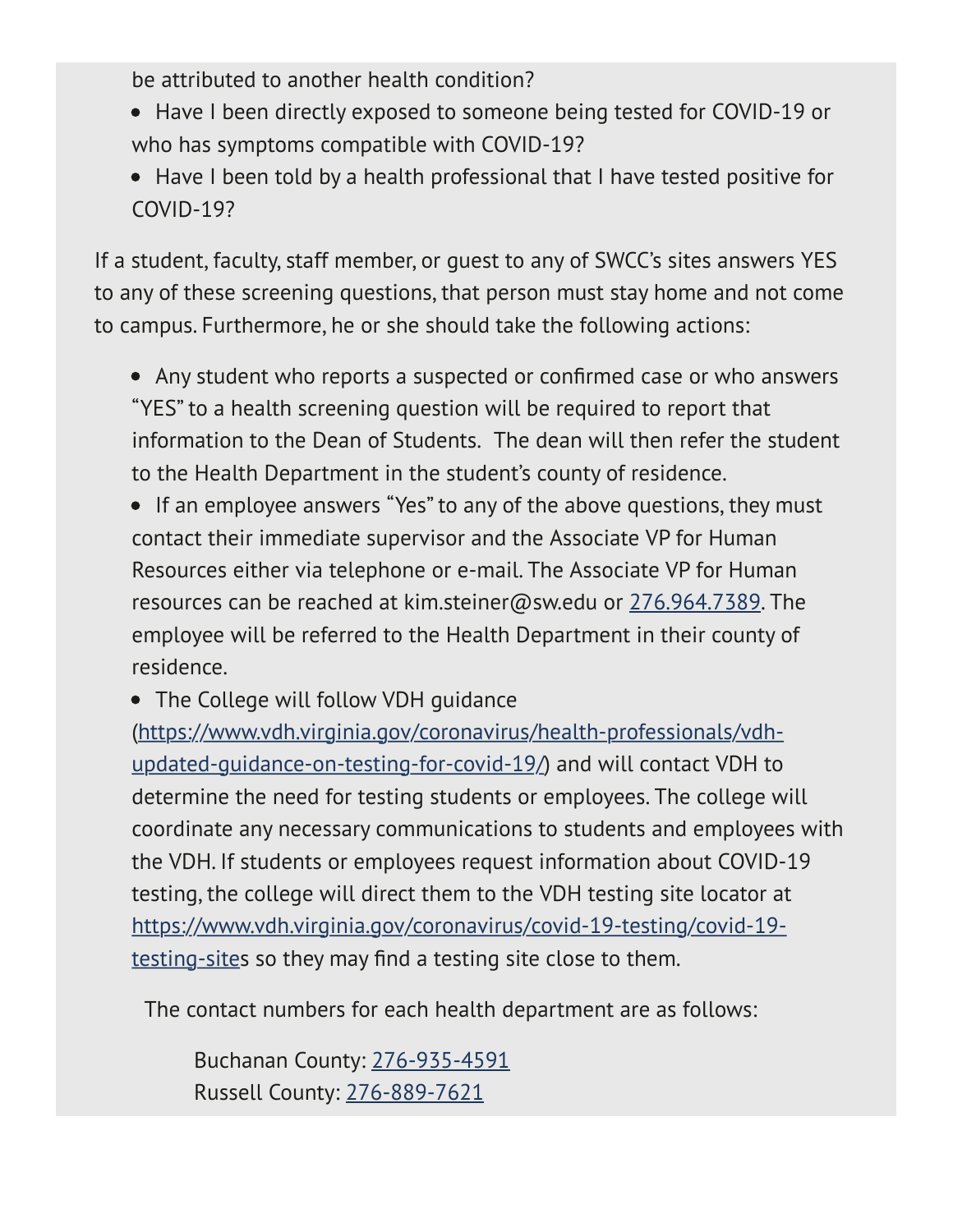be attributed to another health condition?

- Have I been directly exposed to someone being tested for COVID-19 or who has symptoms compatible with COVID-19?
- Have I been told by a health professional that I have tested positive for COVID-19?

If a student, faculty, staff member, or guest to any of SWCC's sites answers YES to any of these screening questions, that person must stay home and not come to campus. Furthermore, he or she should take the following actions:

- Any student who reports a suspected or confirmed case or who answers "YES" to a health screening question will be required to report that information to the Dean of Students. The dean will then refer the student to the Health Department in the student's county of residence.
- If an employee answers "Yes" to any of the above questions, they must contact their immediate supervisor and the Associate VP for Human Resources either via telephone or e-mail. The Associate VP for Human resources can be reached at kim.steiner@sw.edu or 276.964.7389. The employee will be referred to the Health Department in their county of residence.
- The College will follow VDH guidance (https://www.vdh.virginia.gov/coronavirus/health-professionals/vdh-updated-guidance-on-testing-for-covid-19/) and will contact VDH to determine the need for testing students or employees. The college will coordinate any necessary communications to students and employees with the VDH. If students or employees request information about COVID-19 testing, the college will direct them to the VDH testing site locator at https://www.vdh.virginia.gov/coronavirus/covid-19-testing/covid-19-testing-sites so they may find a testing site close to them.

The contact numbers for each health department are as follows:

Buchanan County: 276-935-4591
Russell County: 276-889-7621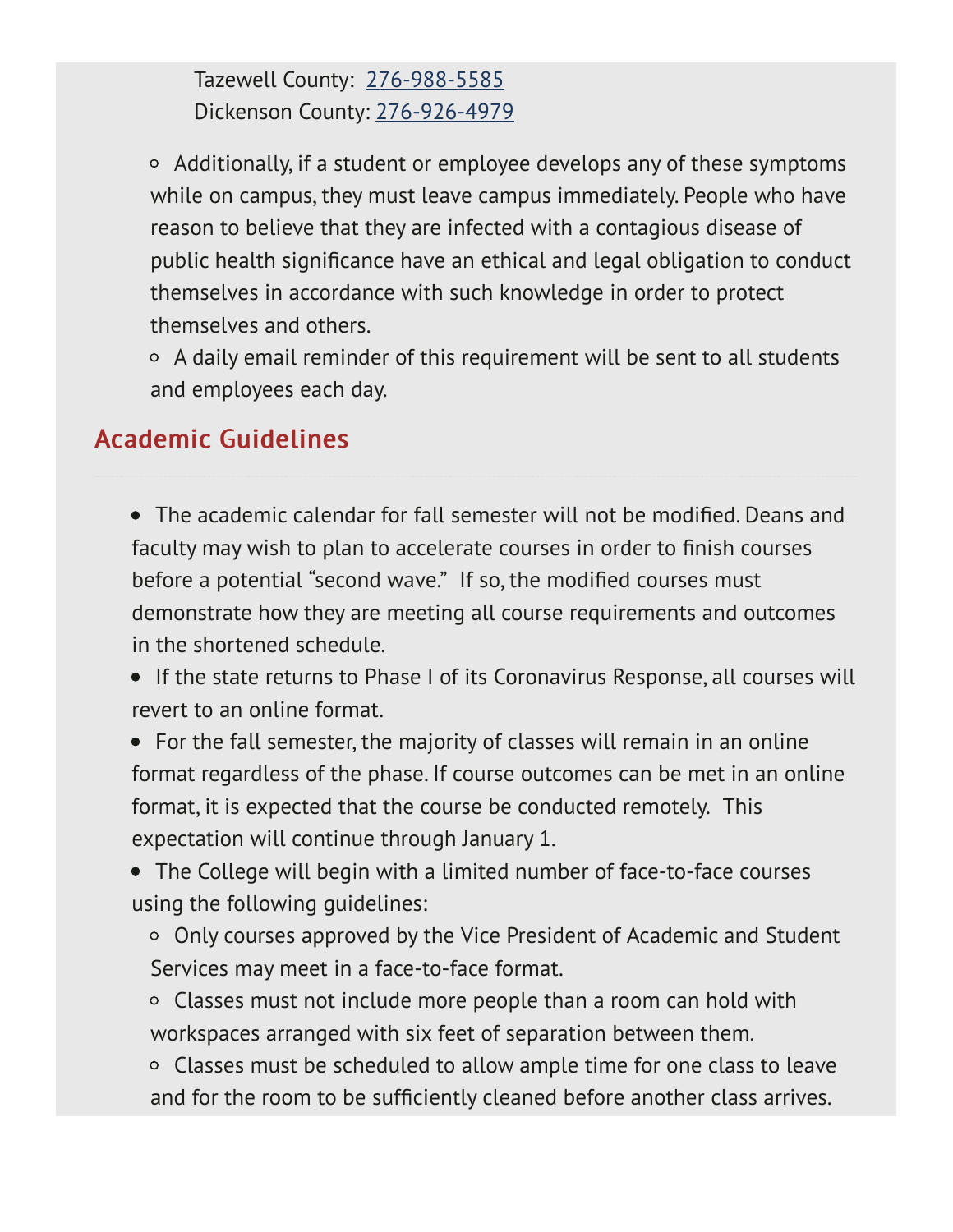Tazewell County: 276-988-5585
Dickenson County: 276-926-4979

  - Additionally, if a student or employee develops any of these symptoms while on campus, they must leave campus immediately. People who have reason to believe that they are infected with a contagious disease of public health significance have an ethical and legal obligation to conduct themselves in accordance with such knowledge in order to protect themselves and others.
  - A daily email reminder of this requirement will be sent to all students and employees each day.

## Academic Guidelines

- The academic calendar for fall semester will not be modified. Deans and faculty may wish to plan to accelerate courses in order to finish courses before a potential "second wave." If so, the modified courses must demonstrate how they are meeting all course requirements and outcomes in the shortened schedule.
- If the state returns to Phase I of its Coronavirus Response, all courses will revert to an online format.
- For the fall semester, the majority of classes will remain in an online format regardless of the phase. If course outcomes can be met in an online format, it is expected that the course be conducted remotely. This expectation will continue through January 1.
- The College will begin with a limited number of face-to-face courses using the following guidelines:
  - Only courses approved by the Vice President of Academic and Student Services may meet in a face-to-face format.
  - Classes must not include more people than a room can hold with workspaces arranged with six feet of separation between them.
  - Classes must be scheduled to allow ample time for one class to leave and for the room to be sufficiently cleaned before another class arrives.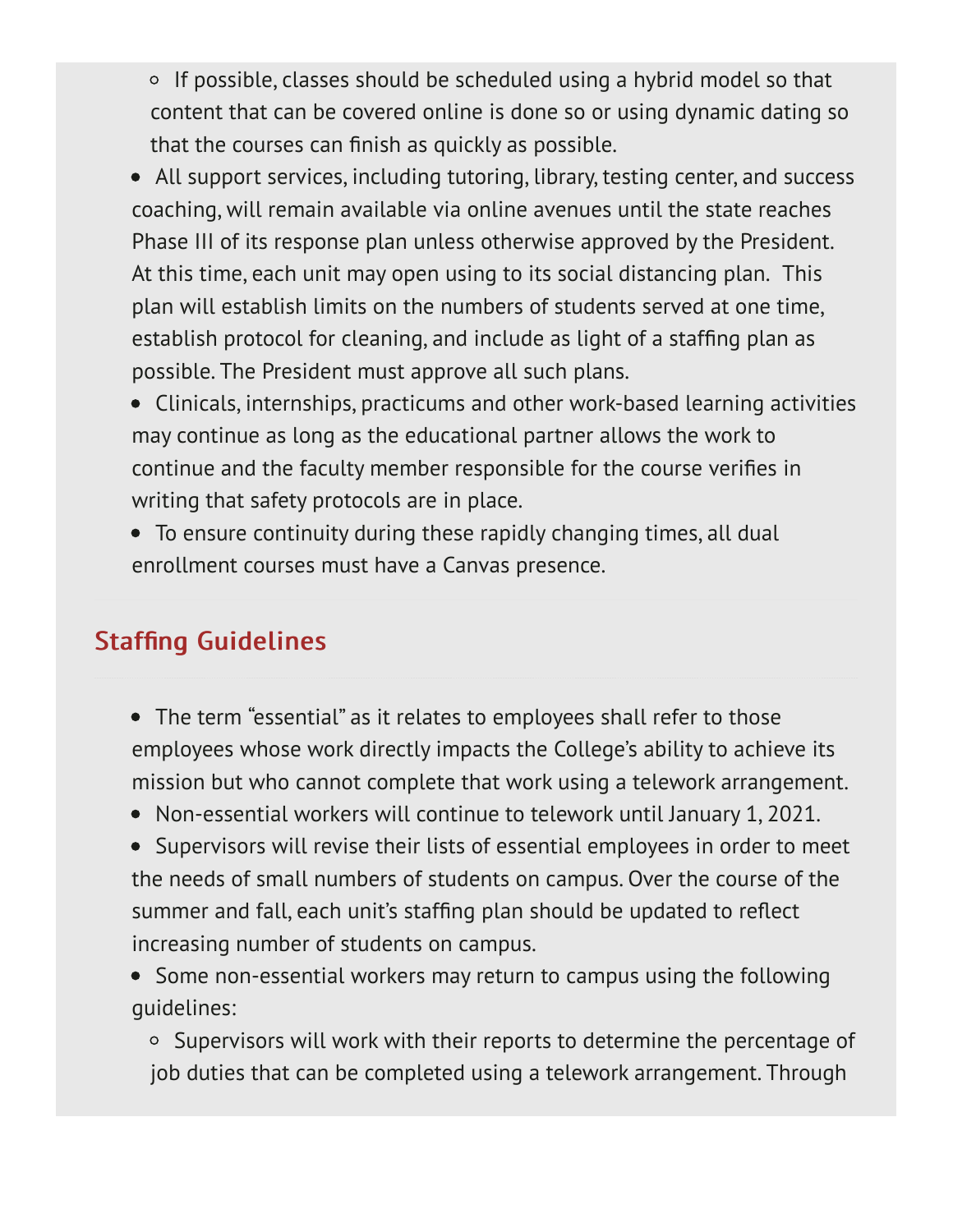- If possible, classes should be scheduled using a hybrid model so that content that can be covered online is done so or using dynamic dating so that the courses can finish as quickly as possible.
- All support services, including tutoring, library, testing center, and success coaching, will remain available via online avenues until the state reaches Phase III of its response plan unless otherwise approved by the President. At this time, each unit may open using to its social distancing plan. This plan will establish limits on the numbers of students served at one time, establish protocol for cleaning, and include as light of a staffing plan as possible. The President must approve all such plans.
- Clinicals, internships, practicums and other work-based learning activities may continue as long as the educational partner allows the work to continue and the faculty member responsible for the course verifies in writing that safety protocols are in place.
- To ensure continuity during these rapidly changing times, all dual enrollment courses must have a Canvas presence.

## Staffing Guidelines

- The term "essential" as it relates to employees shall refer to those employees whose work directly impacts the College's ability to achieve its mission but who cannot complete that work using a telework arrangement.
- Non-essential workers will continue to telework until January 1, 2021.
- Supervisors will revise their lists of essential employees in order to meet the needs of small numbers of students on campus. Over the course of the summer and fall, each unit's staffing plan should be updated to reflect increasing number of students on campus.
- Some non-essential workers may return to campus using the following guidelines:
  - Supervisors will work with their reports to determine the percentage of job duties that can be completed using a telework arrangement. Through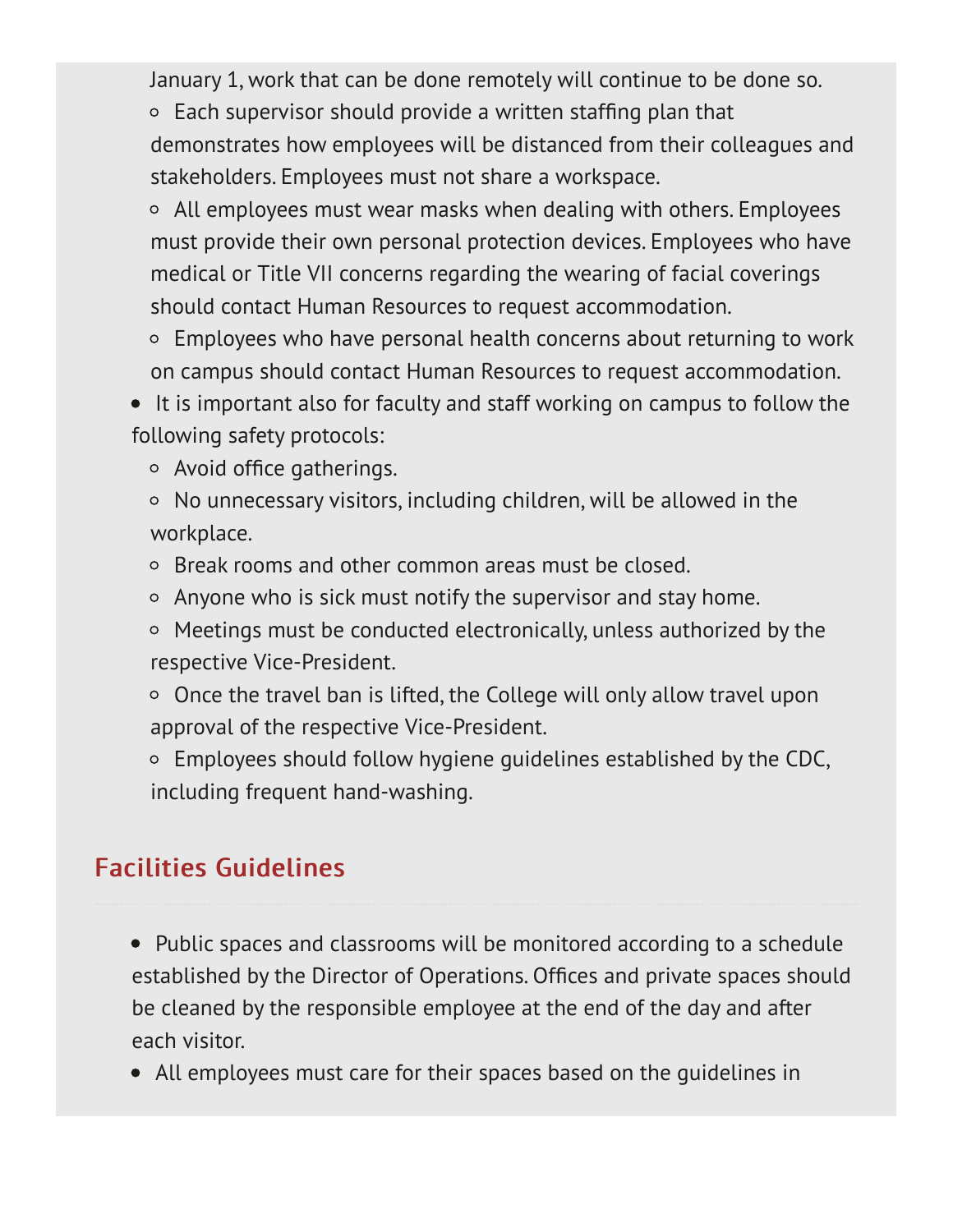January 1, work that can be done remotely will continue to be done so.
  - Each supervisor should provide a written staffing plan that demonstrates how employees will be distanced from their colleagues and stakeholders. Employees must not share a workspace.
  - All employees must wear masks when dealing with others. Employees must provide their own personal protection devices. Employees who have medical or Title VII concerns regarding the wearing of facial coverings should contact Human Resources to request accommodation.
  - Employees who have personal health concerns about returning to work on campus should contact Human Resources to request accommodation.
- It is important also for faculty and staff working on campus to follow the following safety protocols:
  - Avoid office gatherings.
  - No unnecessary visitors, including children, will be allowed in the workplace.
  - Break rooms and other common areas must be closed.
  - Anyone who is sick must notify the supervisor and stay home.
  - Meetings must be conducted electronically, unless authorized by the respective Vice-President.
  - Once the travel ban is lifted, the College will only allow travel upon approval of the respective Vice-President.
  - Employees should follow hygiene guidelines established by the CDC, including frequent hand-washing.

## Facilities Guidelines

- Public spaces and classrooms will be monitored according to a schedule established by the Director of Operations. Offices and private spaces should be cleaned by the responsible employee at the end of the day and after each visitor.
- All employees must care for their spaces based on the guidelines in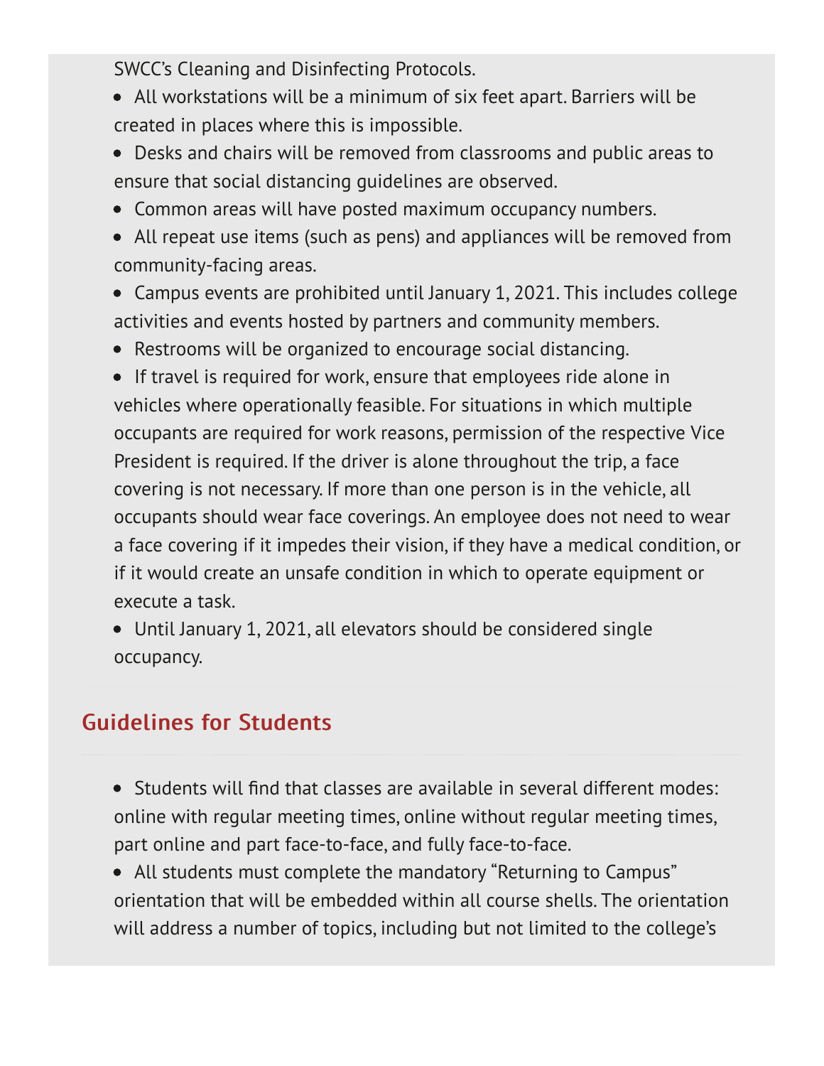SWCC's Cleaning and Disinfecting Protocols.

- All workstations will be a minimum of six feet apart. Barriers will be created in places where this is impossible.
- Desks and chairs will be removed from classrooms and public areas to ensure that social distancing guidelines are observed.
- Common areas will have posted maximum occupancy numbers.
- All repeat use items (such as pens) and appliances will be removed from community-facing areas.
- Campus events are prohibited until January 1, 2021. This includes college activities and events hosted by partners and community members.
- Restrooms will be organized to encourage social distancing.
- If travel is required for work, ensure that employees ride alone in vehicles where operationally feasible. For situations in which multiple occupants are required for work reasons, permission of the respective Vice President is required. If the driver is alone throughout the trip, a face covering is not necessary. If more than one person is in the vehicle, all occupants should wear face coverings. An employee does not need to wear a face covering if it impedes their vision, if they have a medical condition, or if it would create an unsafe condition in which to operate equipment or execute a task.
- Until January 1, 2021, all elevators should be considered single occupancy.

## Guidelines for Students

- Students will find that classes are available in several different modes: online with regular meeting times, online without regular meeting times, part online and part face-to-face, and fully face-to-face.
- All students must complete the mandatory "Returning to Campus" orientation that will be embedded within all course shells. The orientation will address a number of topics, including but not limited to the college's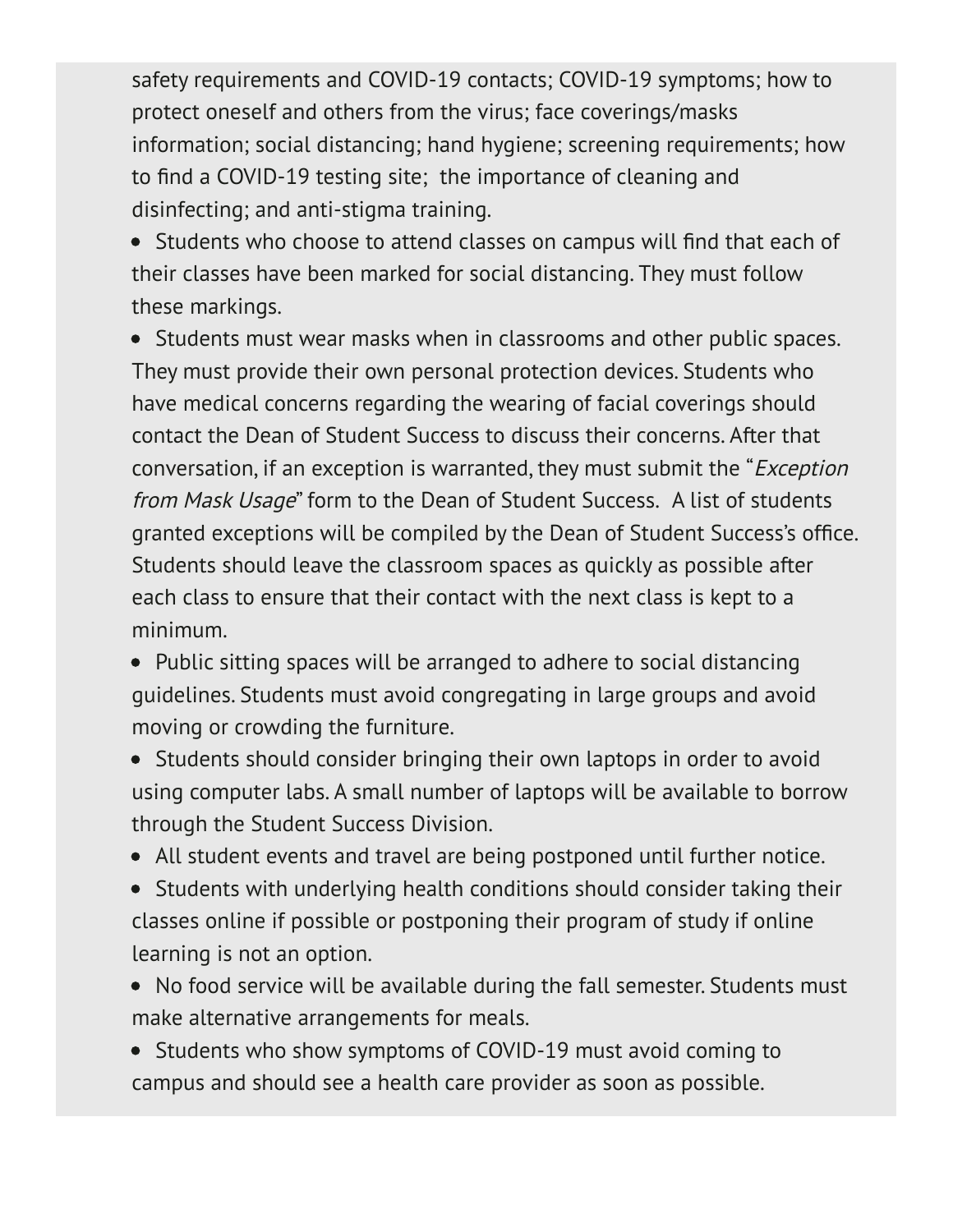safety requirements and COVID-19 contacts; COVID-19 symptoms; how to protect oneself and others from the virus; face coverings/masks information; social distancing; hand hygiene; screening requirements; how to find a COVID-19 testing site; the importance of cleaning and disinfecting; and anti-stigma training.

- Students who choose to attend classes on campus will find that each of their classes have been marked for social distancing. They must follow these markings.
- Students must wear masks when in classrooms and other public spaces. They must provide their own personal protection devices. Students who have medical concerns regarding the wearing of facial coverings should contact the Dean of Student Success to discuss their concerns. After that conversation, if an exception is warranted, they must submit the "*Exception from Mask Usage*" form to the Dean of Student Success. A list of students granted exceptions will be compiled by the Dean of Student Success's office. Students should leave the classroom spaces as quickly as possible after each class to ensure that their contact with the next class is kept to a minimum.
- Public sitting spaces will be arranged to adhere to social distancing guidelines. Students must avoid congregating in large groups and avoid moving or crowding the furniture.
- Students should consider bringing their own laptops in order to avoid using computer labs. A small number of laptops will be available to borrow through the Student Success Division.
- All student events and travel are being postponed until further notice.
- Students with underlying health conditions should consider taking their classes online if possible or postponing their program of study if online learning is not an option.
- No food service will be available during the fall semester. Students must make alternative arrangements for meals.
- Students who show symptoms of COVID-19 must avoid coming to campus and should see a health care provider as soon as possible.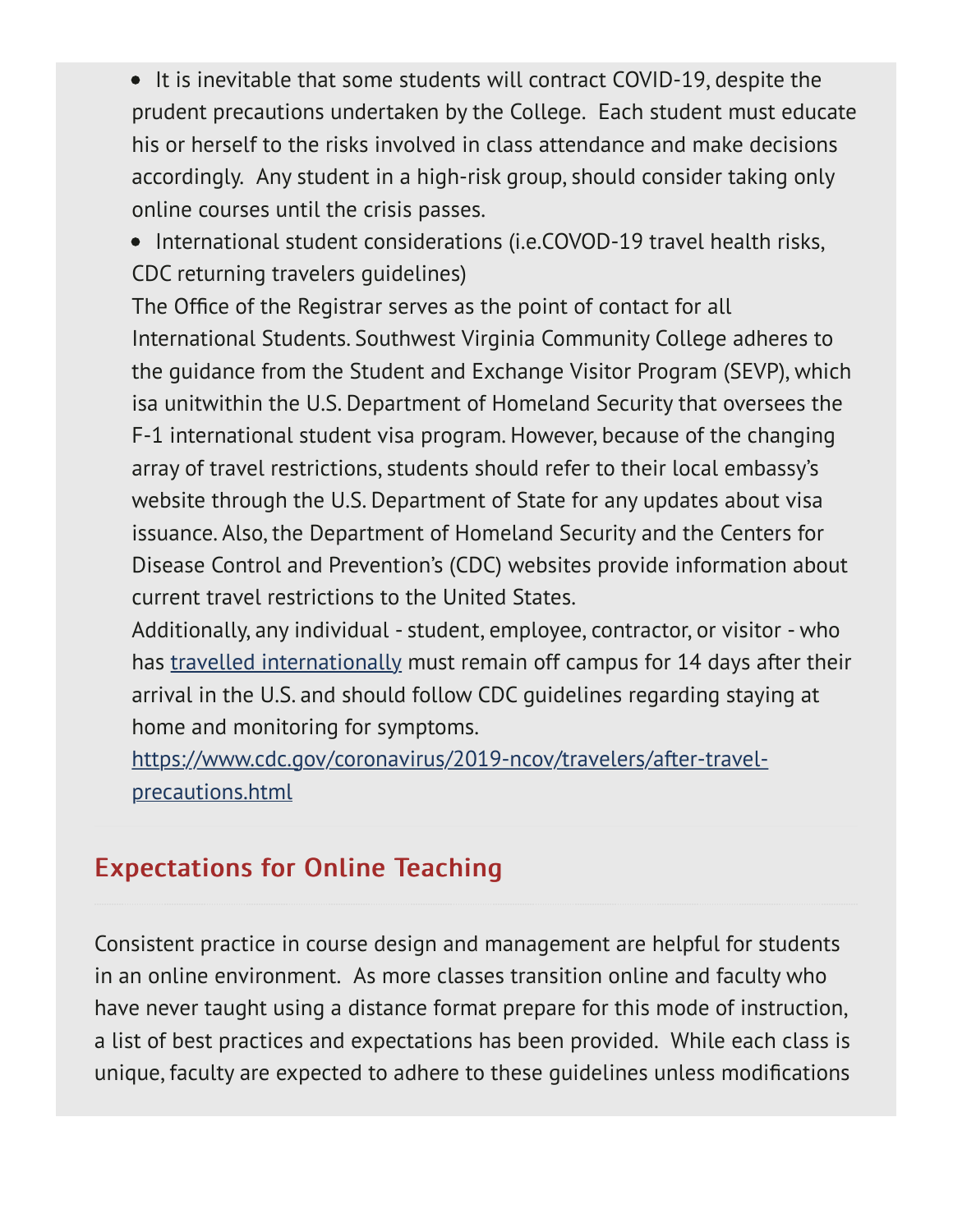- It is inevitable that some students will contract COVID-19, despite the prudent precautions undertaken by the College.  Each student must educate his or herself to the risks involved in class attendance and make decisions accordingly.  Any student in a high-risk group, should consider taking only online courses until the crisis passes.
- International student considerations (i.e.COVOD-19 travel health risks, CDC returning travelers guidelines)
  The Office of the Registrar serves as the point of contact for all International Students. Southwest Virginia Community College adheres to the guidance from the Student and Exchange Visitor Program (SEVP), which isa unitwithin the U.S. Department of Homeland Security that oversees the F-1 international student visa program. However, because of the changing array of travel restrictions, students should refer to their local embassy's website through the U.S. Department of State for any updates about visa issuance. Also, the Department of Homeland Security and the Centers for Disease Control and Prevention's (CDC) websites provide information about current travel restrictions to the United States.
  Additionally, any individual - student, employee, contractor, or visitor - who has travelled internationally must remain off campus for 14 days after their arrival in the U.S. and should follow CDC guidelines regarding staying at home and monitoring for symptoms.
  https://www.cdc.gov/coronavirus/2019-ncov/travelers/after-travel-precautions.html

## Expectations for Online Teaching

Consistent practice in course design and management are helpful for students in an online environment.  As more classes transition online and faculty who have never taught using a distance format prepare for this mode of instruction, a list of best practices and expectations has been provided.  While each class is unique, faculty are expected to adhere to these guidelines unless modifications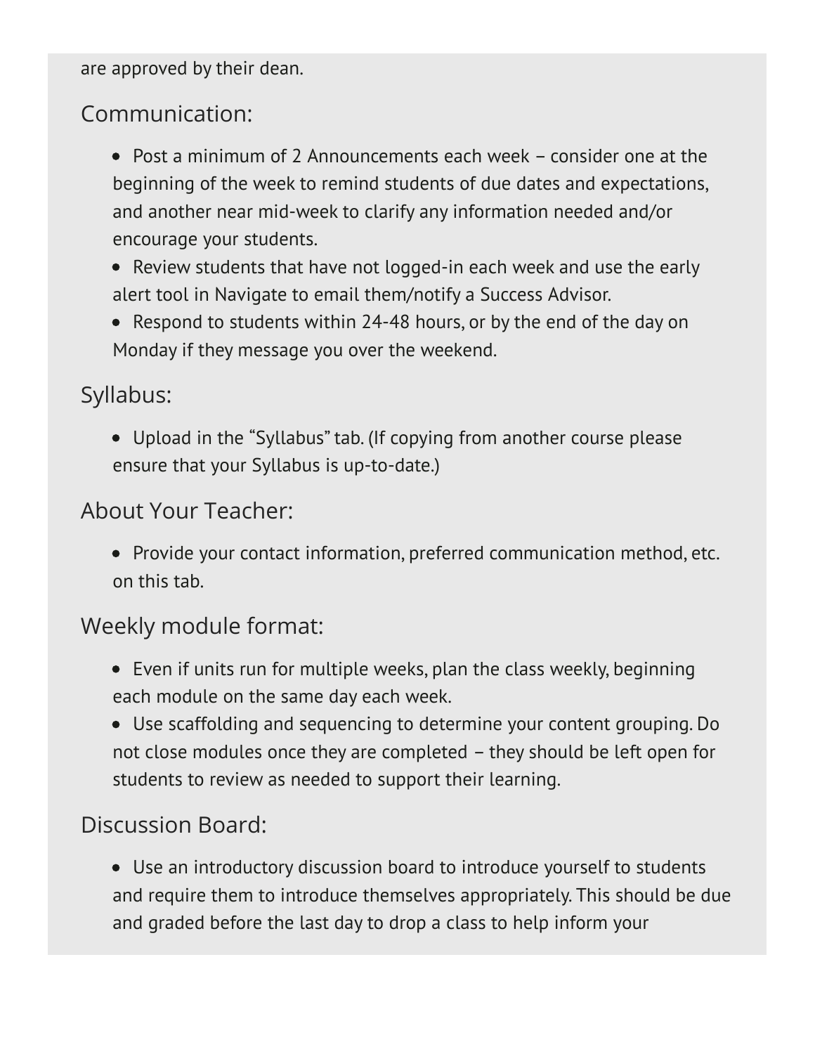are approved by their dean.

## Communication:

- Post a minimum of 2 Announcements each week – consider one at the beginning of the week to remind students of due dates and expectations, and another near mid-week to clarify any information needed and/or encourage your students.
- Review students that have not logged-in each week and use the early alert tool in Navigate to email them/notify a Success Advisor.
- Respond to students within 24-48 hours, or by the end of the day on Monday if they message you over the weekend.

## Syllabus:

- Upload in the "Syllabus" tab. (If copying from another course please ensure that your Syllabus is up-to-date.)

## About Your Teacher:

- Provide your contact information, preferred communication method, etc. on this tab.

## Weekly module format:

- Even if units run for multiple weeks, plan the class weekly, beginning each module on the same day each week.
- Use scaffolding and sequencing to determine your content grouping. Do not close modules once they are completed – they should be left open for students to review as needed to support their learning.

## Discussion Board:

- Use an introductory discussion board to introduce yourself to students and require them to introduce themselves appropriately. This should be due and graded before the last day to drop a class to help inform your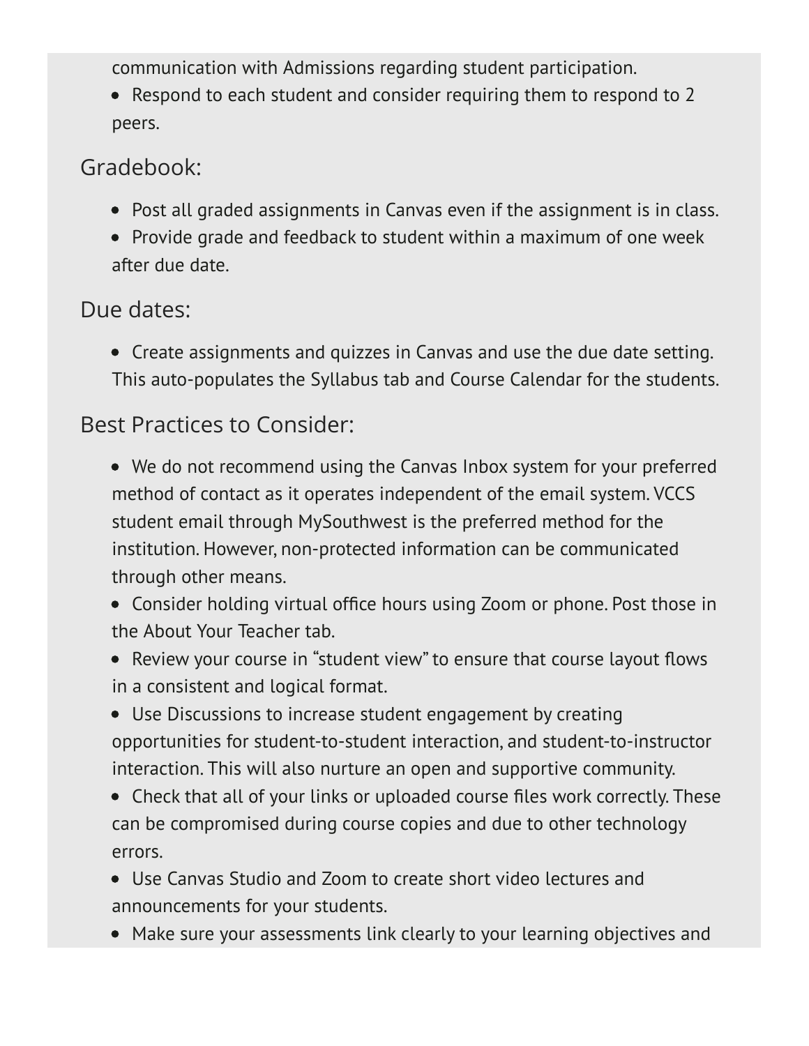communication with Admissions regarding student participation.

- Respond to each student and consider requiring them to respond to 2 peers.

### Gradebook:

- Post all graded assignments in Canvas even if the assignment is in class.
- Provide grade and feedback to student within a maximum of one week after due date.

### Due dates:

- Create assignments and quizzes in Canvas and use the due date setting. This auto-populates the Syllabus tab and Course Calendar for the students.

### Best Practices to Consider:

- We do not recommend using the Canvas Inbox system for your preferred method of contact as it operates independent of the email system. VCCS student email through MySouthwest is the preferred method for the institution. However, non-protected information can be communicated through other means.
- Consider holding virtual office hours using Zoom or phone. Post those in the About Your Teacher tab.
- Review your course in "student view" to ensure that course layout flows in a consistent and logical format.
- Use Discussions to increase student engagement by creating opportunities for student-to-student interaction, and student-to-instructor interaction. This will also nurture an open and supportive community.
- Check that all of your links or uploaded course files work correctly. These can be compromised during course copies and due to other technology errors.
- Use Canvas Studio and Zoom to create short video lectures and announcements for your students.
- Make sure your assessments link clearly to your learning objectives and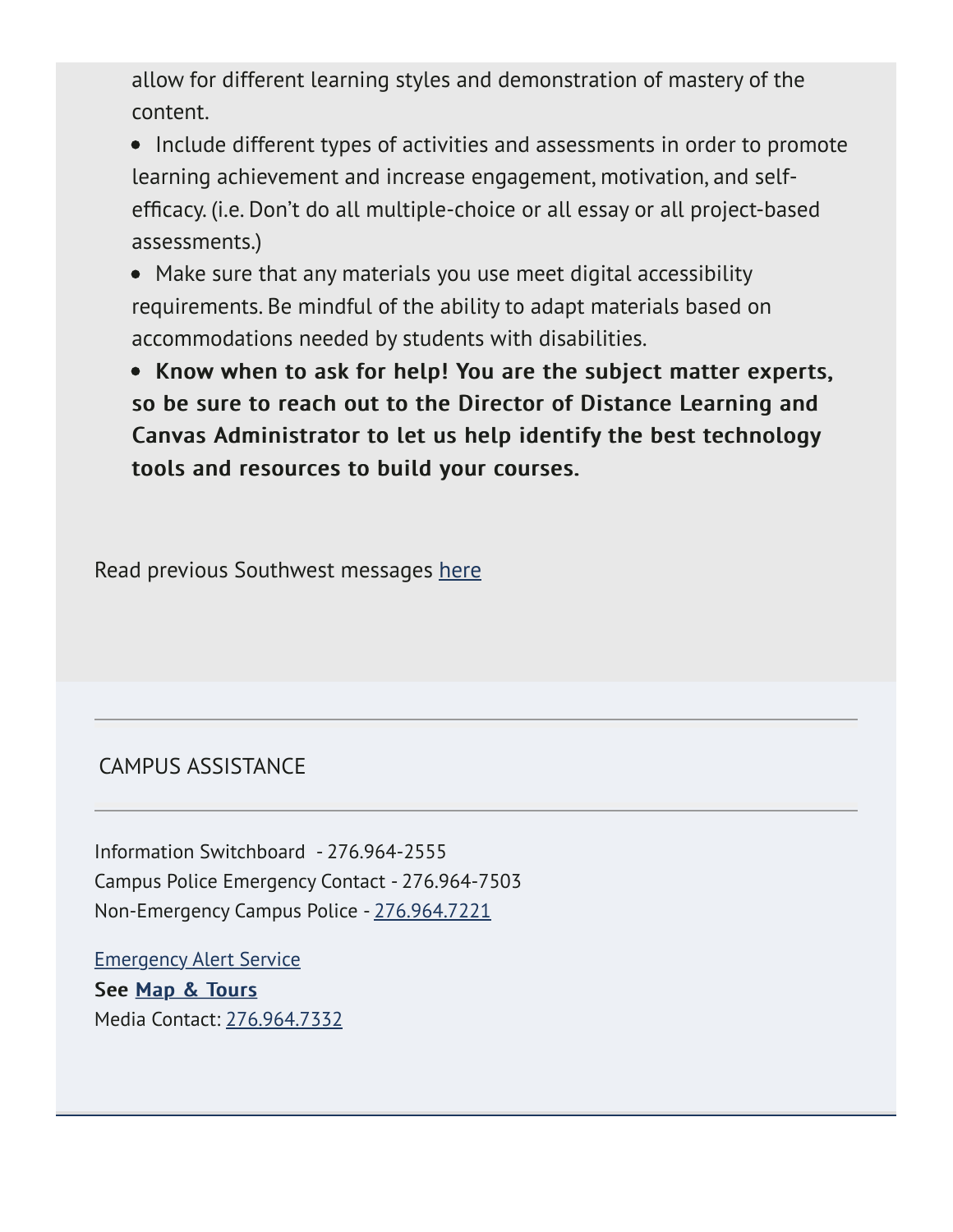allow for different learning styles and demonstration of mastery of the content.

- Include different types of activities and assessments in order to promote learning achievement and increase engagement, motivation, and self-efficacy. (i.e. Don't do all multiple-choice or all essay or all project-based assessments.)
- Make sure that any materials you use meet digital accessibility requirements. Be mindful of the ability to adapt materials based on accommodations needed by students with disabilities.
- **Know when to ask for help! You are the subject matter experts, so be sure to reach out to the Director of Distance Learning and Canvas Administrator to let us help identify the best technology tools and resources to build your courses.**

Read previous Southwest messages here

---

CAMPUS ASSISTANCE

---

Information Switchboard - 276.964-2555
Campus Police Emergency Contact - 276.964-7503
Non-Emergency Campus Police - 276.964.7221

Emergency Alert Service
**See Map & Tours**
Media Contact: 276.964.7332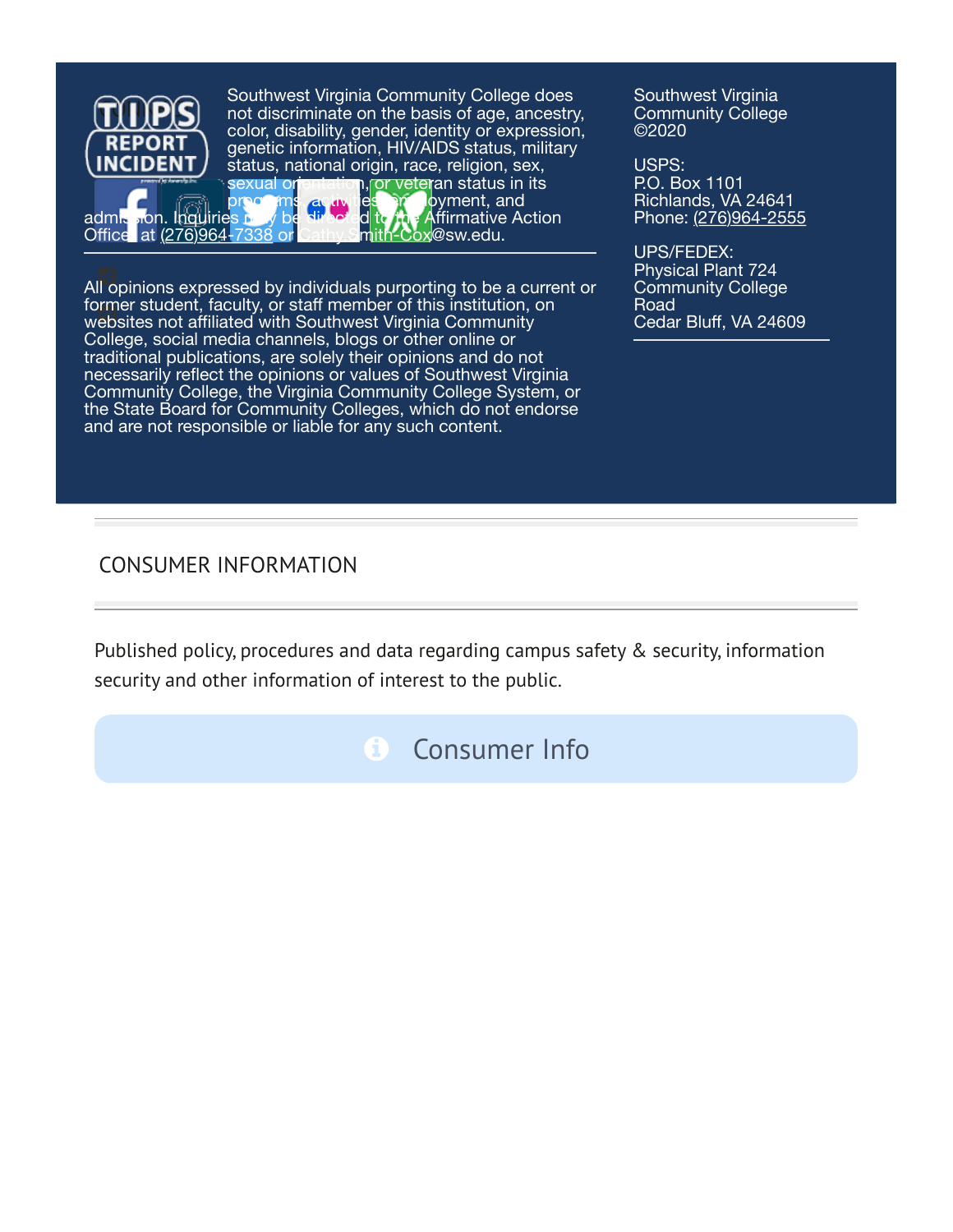TIPS REPORT INCIDENT

Southwest Virginia Community College does not discriminate on the basis of age, ancestry, color, disability, gender, identity or expression, genetic information, HIV/AIDS status, military status, national origin, race, religion, sex, sexual orientation, or veteran status in its programs, activities, employment, and admission. Inquiries may be directed to the Affirmative Action Office at (276)964-7338 or Cathy.Smith-Cox@sw.edu.

All opinions expressed by individuals purporting to be a current or former student, faculty, or staff member of this institution, on websites not affiliated with Southwest Virginia Community College, social media channels, blogs or other online or traditional publications, are solely their opinions and do not necessarily reflect the opinions or values of Southwest Virginia Community College, the Virginia Community College System, or the State Board for Community Colleges, which do not endorse and are not responsible or liable for any such content.

Southwest Virginia Community College ©2020

USPS:
P.O. Box 1101
Richlands, VA 24641
Phone: (276)964-2555

UPS/FEDEX:
Physical Plant 724 Community College Road
Cedar Bluff, VA 24609

## CONSUMER INFORMATION

Published policy, procedures and data regarding campus safety & security, information security and other information of interest to the public.

Consumer Info